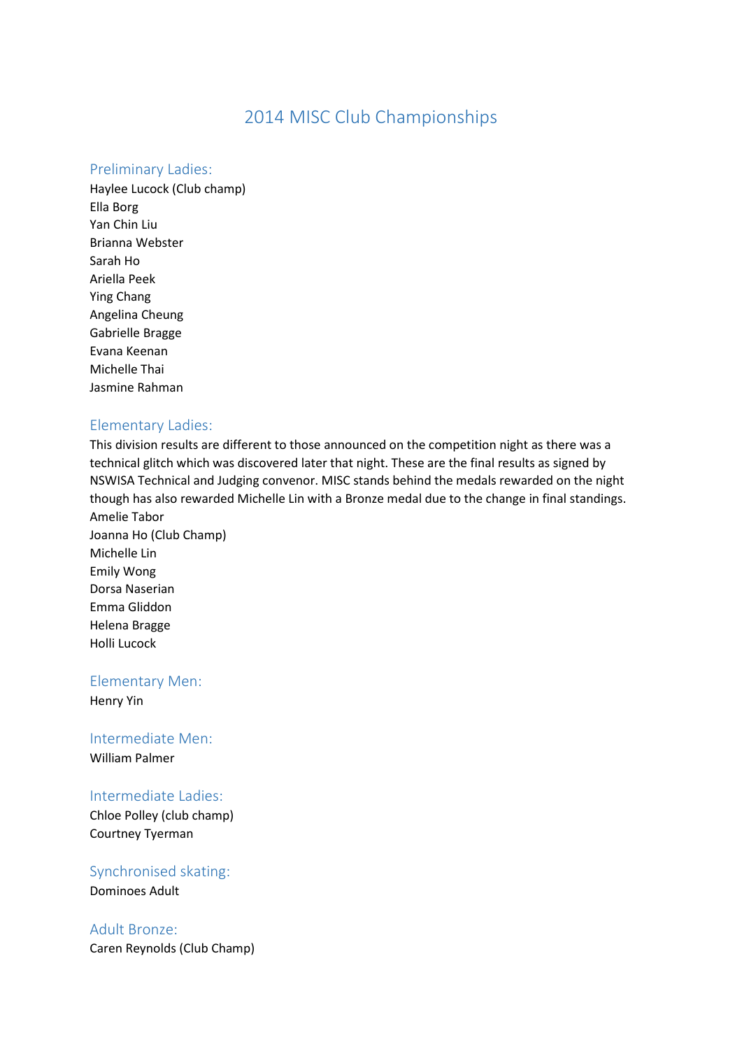# 2014 MISC Club Championships

## Preliminary Ladies:

Haylee Lucock (Club champ)
Ella Borg
Yan Chin Liu
Brianna Webster
Sarah Ho
Ariella Peek
Ying Chang
Angelina Cheung
Gabrielle Bragge
Evana Keenan
Michelle Thai
Jasmine Rahman

## Elementary Ladies:

This division results are different to those announced on the competition night as there was a technical glitch which was discovered later that night. These are the final results as signed by NSWISA Technical and Judging convenor. MISC stands behind the medals rewarded on the night though has also rewarded Michelle Lin with a Bronze medal due to the change in final standings.

Amelie Tabor
Joanna Ho (Club Champ)
Michelle Lin
Emily Wong
Dorsa Naserian
Emma Gliddon
Helena Bragge
Holli Lucock

## Elementary Men:

Henry Yin

## Intermediate Men:

William Palmer

## Intermediate Ladies:

Chloe Polley (club champ)
Courtney Tyerman

## Synchronised skating:

Dominoes Adult

## Adult Bronze:

Caren Reynolds (Club Champ)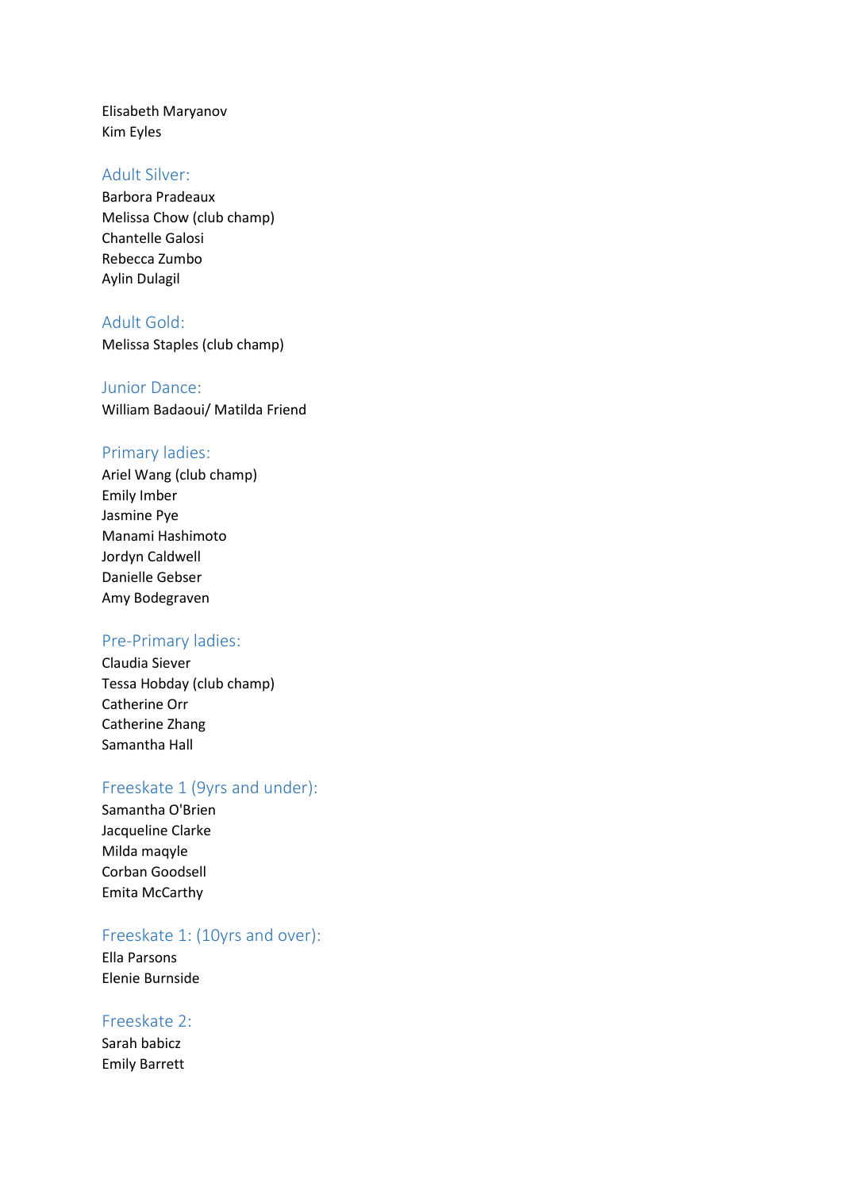Elisabeth Maryanov
Kim Eyles

## Adult Silver:

Barbora Pradeaux
Melissa Chow (club champ)
Chantelle Galosi
Rebecca Zumbo
Aylin Dulagil

## Adult Gold:

Melissa Staples (club champ)

## Junior Dance:

William Badaoui/ Matilda Friend

## Primary ladies:

Ariel Wang (club champ)
Emily Imber
Jasmine Pye
Manami Hashimoto
Jordyn Caldwell
Danielle Gebser
Amy Bodegraven

## Pre-Primary ladies:

Claudia Siever
Tessa Hobday (club champ)
Catherine Orr
Catherine Zhang
Samantha Hall

## Freeskate 1 (9yrs and under):

Samantha O'Brien
Jacqueline Clarke
Milda maqyle
Corban Goodsell
Emita McCarthy

## Freeskate 1: (10yrs and over):

Ella Parsons
Elenie Burnside

## Freeskate 2:

Sarah babicz
Emily Barrett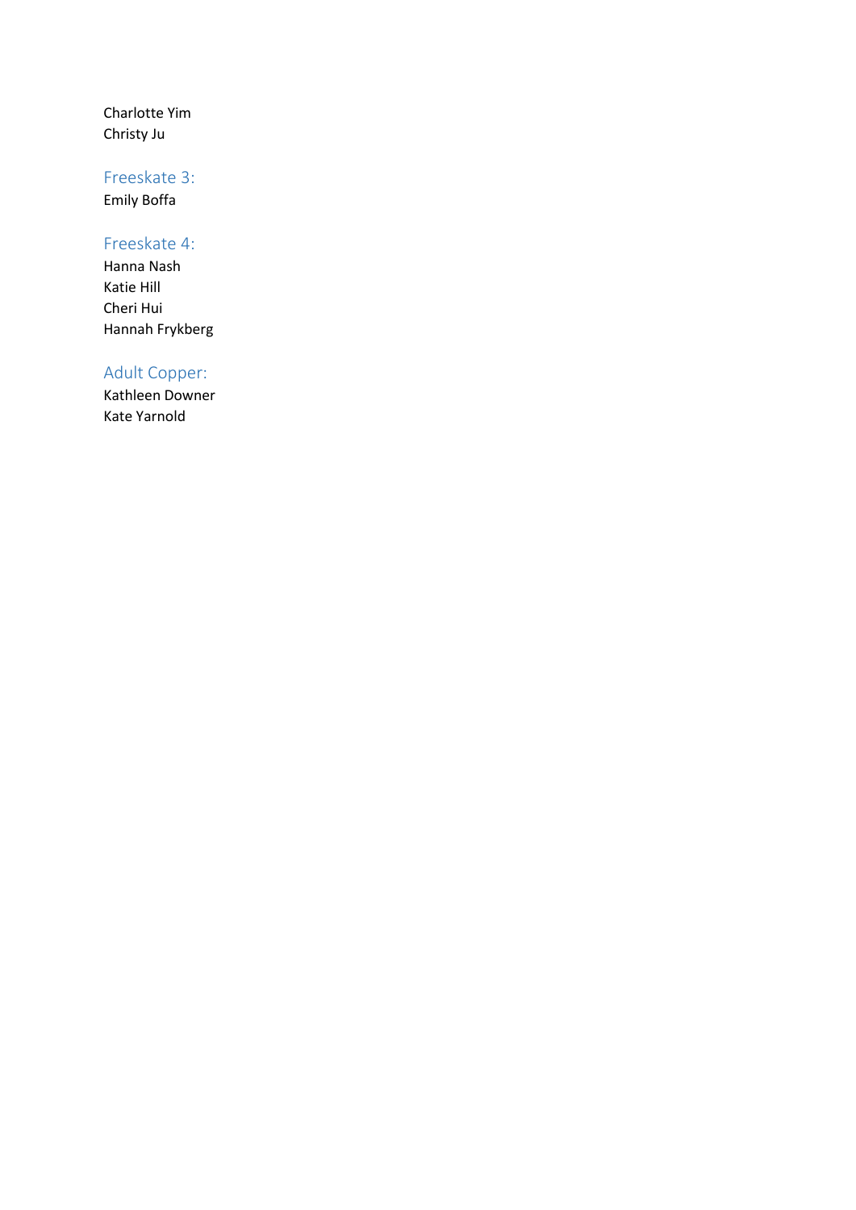Charlotte Yim
Christy Ju

## Freeskate 3:

Emily Boffa

## Freeskate 4:

Hanna Nash
Katie Hill
Cheri Hui
Hannah Frykberg

## Adult Copper:

Kathleen Downer
Kate Yarnold